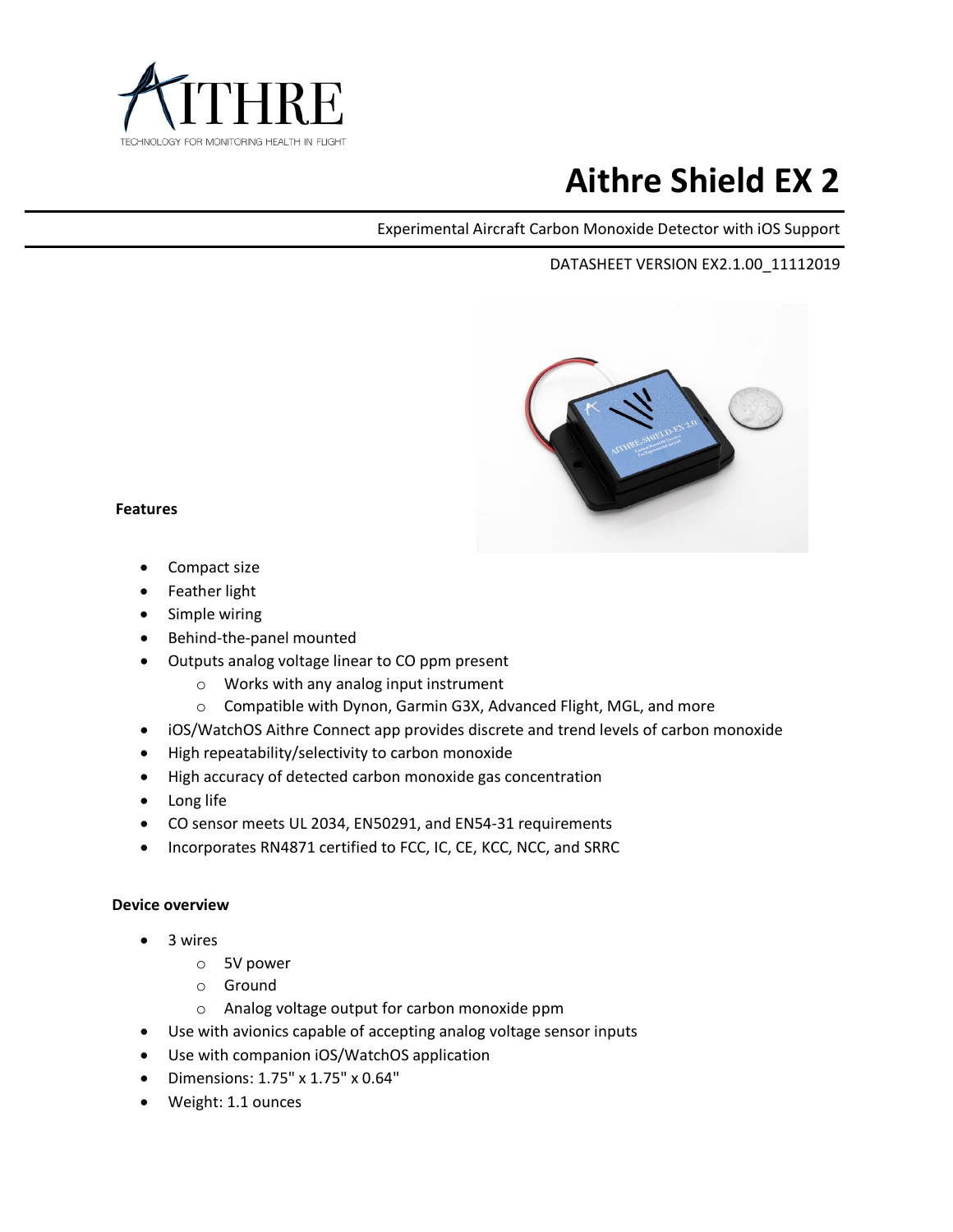# Aithre Shield EX 2

Experimental Aircraft Carbon Monoxide Detector with iOS Support

DATASHEET VERSION EX2.1.00_11112019

**Features**

- Compact size
- Feather light
- Simple wiring
- Behind-the-panel mounted
- Outputs analog voltage linear to CO ppm present
  - Works with any analog input instrument
  - Compatible with Dynon, Garmin G3X, Advanced Flight, MGL, and more
- iOS/WatchOS Aithre Connect app provides discrete and trend levels of carbon monoxide
- High repeatability/selectivity to carbon monoxide
- High accuracy of detected carbon monoxide gas concentration
- Long life
- CO sensor meets UL 2034, EN50291, and EN54-31 requirements
- Incorporates RN4871 certified to FCC, IC, CE, KCC, NCC, and SRRC

**Device overview**

- 3 wires
  - 5V power
  - Ground
  - Analog voltage output for carbon monoxide ppm
- Use with avionics capable of accepting analog voltage sensor inputs
- Use with companion iOS/WatchOS application
- Dimensions: 1.75" x 1.75" x 0.64"
- Weight: 1.1 ounces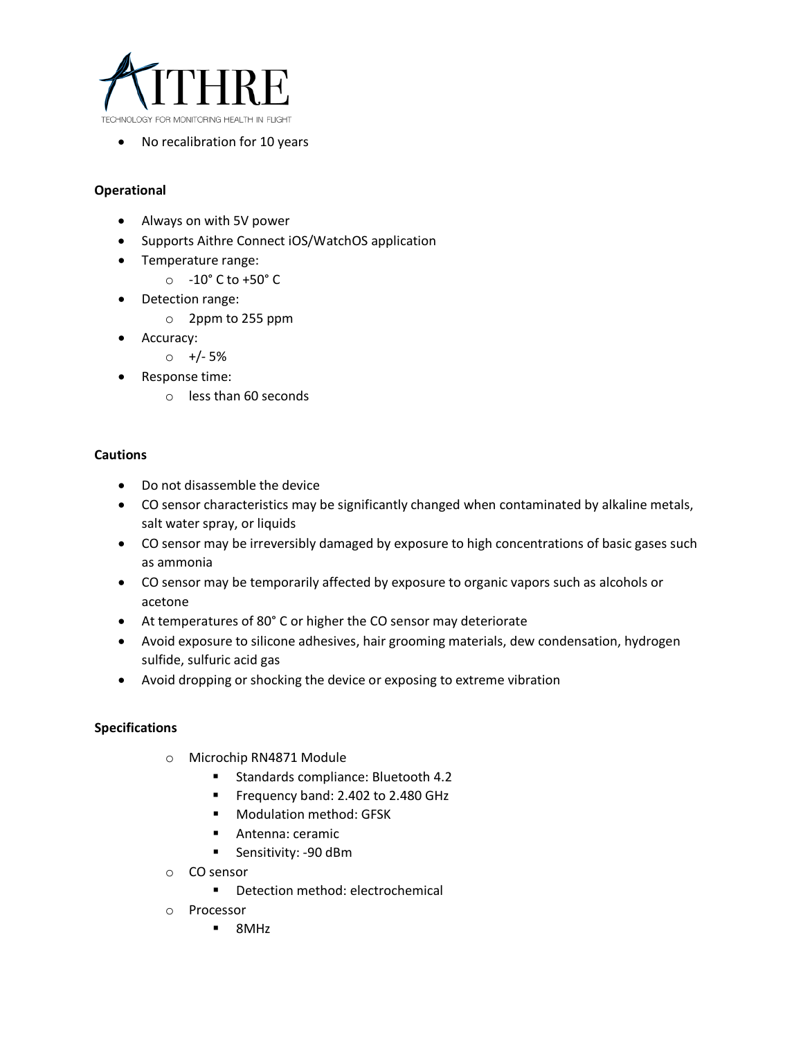- No recalibration for 10 years

**Operational**

- Always on with 5V power
- Supports Aithre Connect iOS/WatchOS application
- Temperature range:
    - -10° C to +50° C
- Detection range:
    - 2ppm to 255 ppm
- Accuracy:
    - +/- 5%
- Response time:
    - less than 60 seconds

**Cautions**

- Do not disassemble the device
- CO sensor characteristics may be significantly changed when contaminated by alkaline metals, salt water spray, or liquids
- CO sensor may be irreversibly damaged by exposure to high concentrations of basic gases such as ammonia
- CO sensor may be temporarily affected by exposure to organic vapors such as alcohols or acetone
- At temperatures of 80° C or higher the CO sensor may deteriorate
- Avoid exposure to silicone adhesives, hair grooming materials, dew condensation, hydrogen sulfide, sulfuric acid gas
- Avoid dropping or shocking the device or exposing to extreme vibration

**Specifications**

- Microchip RN4871 Module
    - Standards compliance: Bluetooth 4.2
    - Frequency band: 2.402 to 2.480 GHz
    - Modulation method: GFSK
    - Antenna: ceramic
    - Sensitivity: -90 dBm
- CO sensor
    - Detection method: electrochemical
- Processor
    - 8MHz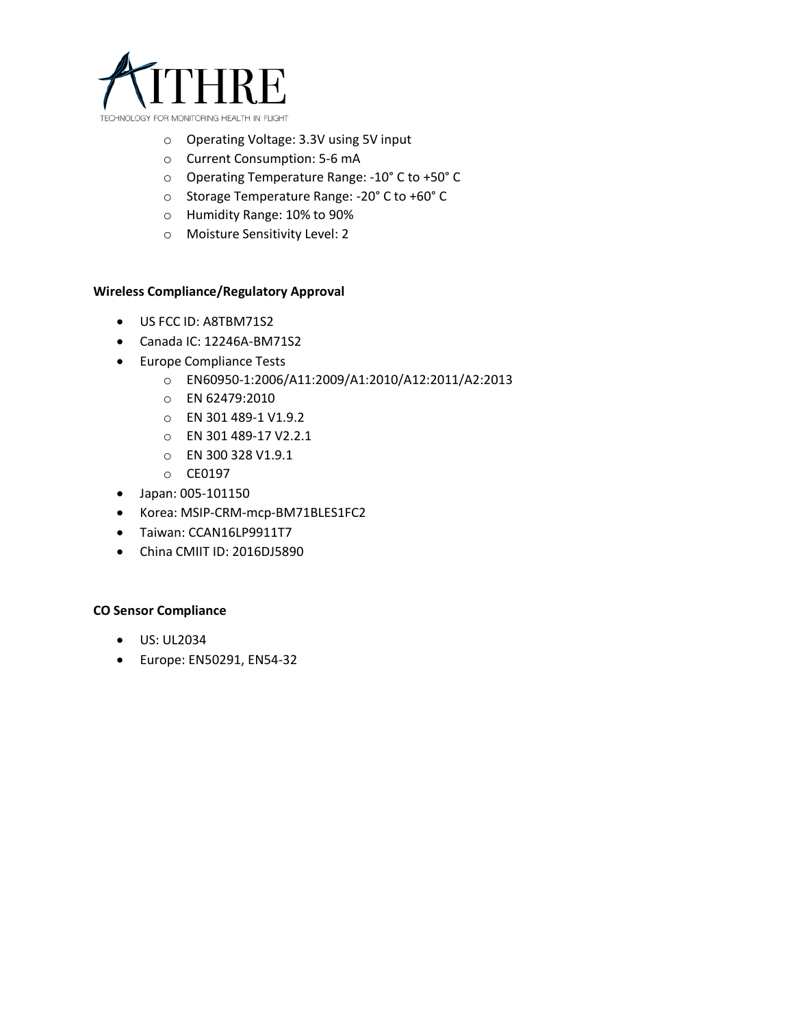- Operating Voltage: 3.3V using 5V input
- Current Consumption: 5-6 mA
- Operating Temperature Range: -10° C to +50° C
- Storage Temperature Range: -20° C to +60° C
- Humidity Range: 10% to 90%
- Moisture Sensitivity Level: 2

**Wireless Compliance/Regulatory Approval**

- US FCC ID: A8TBM71S2
- Canada IC: 12246A-BM71S2
- Europe Compliance Tests
  - EN60950-1:2006/A11:2009/A1:2010/A12:2011/A2:2013
  - EN 62479:2010
  - EN 301 489-1 V1.9.2
  - EN 301 489-17 V2.2.1
  - EN 300 328 V1.9.1
  - CE0197
- Japan: 005-101150
- Korea: MSIP-CRM-mcp-BM71BLES1FC2
- Taiwan: CCAN16LP9911T7
- China CMIIT ID: 2016DJ5890

**CO Sensor Compliance**

- US: UL2034
- Europe: EN50291, EN54-32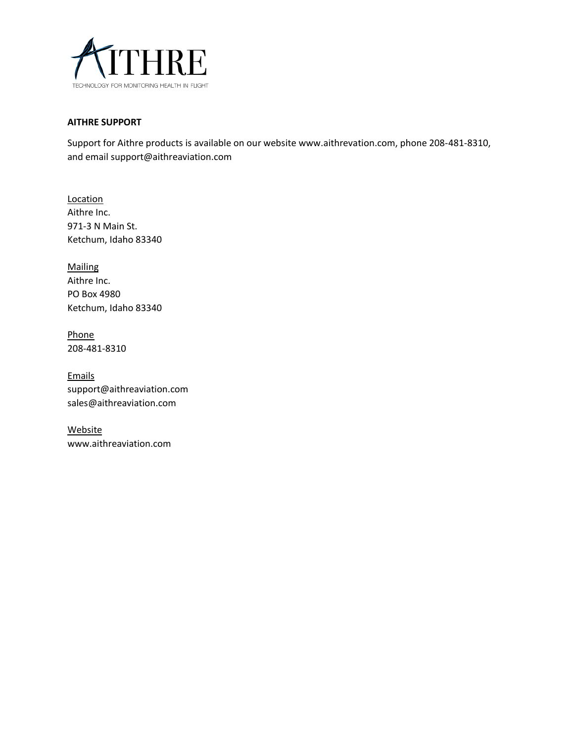AITHRE

TECHNOLOGY FOR MONITORING HEALTH IN FLIGHT

**AITHRE SUPPORT**

Support for Aithre products is available on our website www.aithrevation.com, phone 208-481-8310, and email support@aithreaviation.com

Location
Aithre Inc.
971-3 N Main St.
Ketchum, Idaho 83340

Mailing
Aithre Inc.
PO Box 4980
Ketchum, Idaho 83340

Phone
208-481-8310

Emails
support@aithreaviation.com
sales@aithreaviation.com

Website
www.aithreaviation.com